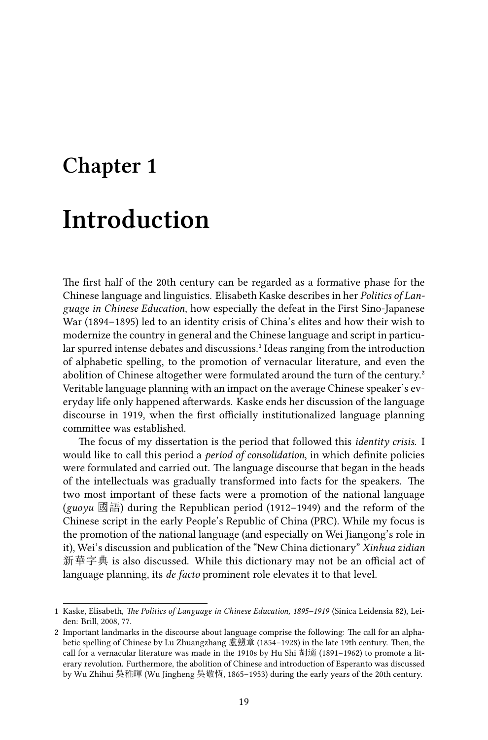# Chapter 1

# Introduction

The first half of the 20th century can be regarded as a formative phase for the Chinese language and linguistics. Elisabeth Kaske describes in her *Politics of Language in Chinese Education*, how especially the defeat in the First Sino-Japanese War (1894–1895) led to an identity crisis of China's elites and how their wish to modernize the country in general and the Chinese language and script in particular spurred intense debates and discussions.[1] Ideas ranging from the introduction of alphabetic spelling, to the promotion of vernacular literature, and even the abolition of Chinese altogether were formulated around the turn of the century.[2] Veritable language planning with an impact on the average Chinese speaker's everyday life only happened afterwards. Kaske ends her discussion of the language discourse in 1919, when the first officially institutionalized language planning committee was established.

The focus of my dissertation is the period that followed this *identity crisis*. I would like to call this period a *period of consolidation*, in which definite policies were formulated and carried out. The language discourse that began in the heads of the intellectuals was gradually transformed into facts for the speakers. The two most important of these facts were a promotion of the national language (*guoyu* 國語) during the Republican period (1912–1949) and the reform of the Chinese script in the early People's Republic of China (PRC). While my focus is the promotion of the national language (and especially on Wei Jiangong's role in it), Wei's discussion and publication of the "New China dictionary" *Xinhua zidian* 新華字典 is also discussed. While this dictionary may not be an official act of language planning, its *de facto* prominent role elevates it to that level.

---

1 Kaske, Elisabeth, *The Politics of Language in Chinese Education, 1895–1919* (Sinica Leidensia 82), Leiden: Brill, 2008, 77.

2 Important landmarks in the discourse about language comprise the following: The call for an alphabetic spelling of Chinese by Lu Zhuangzhang 盧戇章 (1854–1928) in the late 19th century. Then, the call for a vernacular literature was made in the 1910s by Hu Shi 胡適 (1891–1962) to promote a literary revolution. Furthermore, the abolition of Chinese and introduction of Esperanto was discussed by Wu Zhihui 吳稚暉 (Wu Jingheng 吳敬恆, 1865–1953) during the early years of the 20th century.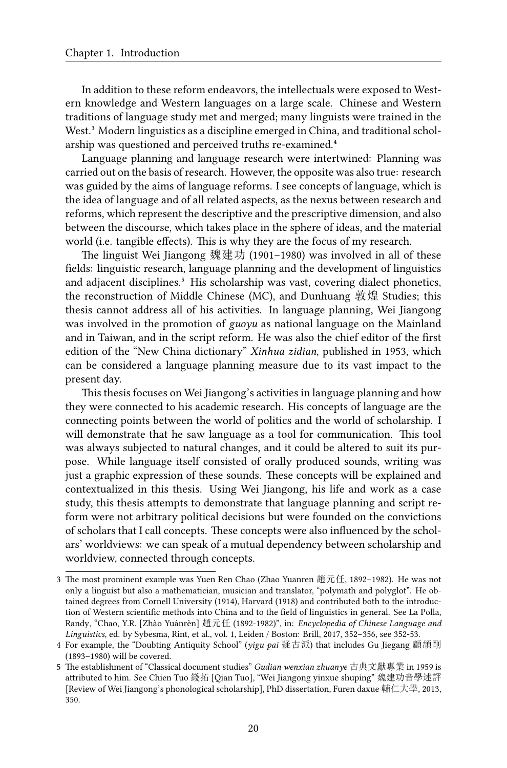In addition to these reform endeavors, the intellectuals were exposed to Western knowledge and Western languages on a large scale. Chinese and Western traditions of language study met and merged; many linguists were trained in the West.[3] Modern linguistics as a discipline emerged in China, and traditional scholarship was questioned and perceived truths re-examined.[4]

Language planning and language research were intertwined: Planning was carried out on the basis of research. However, the opposite was also true: research was guided by the aims of language reforms. I see concepts of language, which is the idea of language and of all related aspects, as the nexus between research and reforms, which represent the descriptive and the prescriptive dimension, and also between the discourse, which takes place in the sphere of ideas, and the material world (i.e. tangible effects). This is why they are the focus of my research.

The linguist Wei Jiangong 魏建功 (1901–1980) was involved in all of these fields: linguistic research, language planning and the development of linguistics and adjacent disciplines.[5] His scholarship was vast, covering dialect phonetics, the reconstruction of Middle Chinese (MC), and Dunhuang 敦煌 Studies; this thesis cannot address all of his activities. In language planning, Wei Jiangong was involved in the promotion of *guoyu* as national language on the Mainland and in Taiwan, and in the script reform. He was also the chief editor of the first edition of the "New China dictionary" *Xinhua zidian*, published in 1953, which can be considered a language planning measure due to its vast impact to the present day.

This thesis focuses on Wei Jiangong's activities in language planning and how they were connected to his academic research. His concepts of language are the connecting points between the world of politics and the world of scholarship. I will demonstrate that he saw language as a tool for communication. This tool was always subjected to natural changes, and it could be altered to suit its purpose. While language itself consisted of orally produced sounds, writing was just a graphic expression of these sounds. These concepts will be explained and contextualized in this thesis. Using Wei Jiangong, his life and work as a case study, this thesis attempts to demonstrate that language planning and script reform were not arbitrary political decisions but were founded on the convictions of scholars that I call concepts. These concepts were also influenced by the scholars' worldviews: we can speak of a mutual dependency between scholarship and worldview, connected through concepts.

---

3 The most prominent example was Yuen Ren Chao (Zhao Yuanren 趙元任, 1892–1982). He was not only a linguist but also a mathematician, musician and translator, "polymath and polyglot". He obtained degrees from Cornell University (1914), Harvard (1918) and contributed both to the introduction of Western scientific methods into China and to the field of linguistics in general. See La Polla, Randy, "Chao, Y.R. [Zhào Yuánrèn] 趙元任 (1892-1982)", in: *Encyclopedia of Chinese Language and Linguistics*, ed. by Sybesma, Rint, et al., vol. 1, Leiden / Boston: Brill, 2017, 352–356, see 352-53.

4 For example, the "Doubting Antiquity School" (*yigu pai* 疑古派) that includes Gu Jiegang 顧頡剛 (1893–1980) will be covered.

5 The establishment of "Classical document studies" *Gudian wenxian zhuanye* 古典文獻專業 in 1959 is attributed to him. See Chien Tuo 錢拓 [Qian Tuo], "Wei Jiangong yinxue shuping" 魏建功音學述評 [Review of Wei Jiangong's phonological scholarship], PhD dissertation, Furen daxue 輔仁大學, 2013, 350.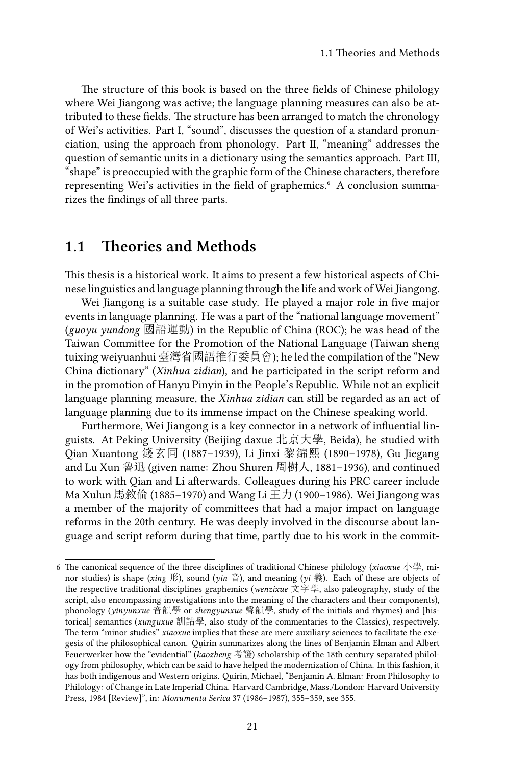The structure of this book is based on the three fields of Chinese philology where Wei Jiangong was active; the language planning measures can also be attributed to these fields. The structure has been arranged to match the chronology of Wei's activities. Part I, "sound", discusses the question of a standard pronunciation, using the approach from phonology. Part II, "meaning" addresses the question of semantic units in a dictionary using the semantics approach. Part III, "shape" is preoccupied with the graphic form of the Chinese characters, therefore representing Wei's activities in the field of graphemics.[6] A conclusion summarizes the findings of all three parts.

## 1.1 Theories and Methods

This thesis is a historical work. It aims to present a few historical aspects of Chinese linguistics and language planning through the life and work of Wei Jiangong.

Wei Jiangong is a suitable case study. He played a major role in five major events in language planning. He was a part of the "national language movement" (*guoyu yundong* 國語運動) in the Republic of China (ROC); he was head of the Taiwan Committee for the Promotion of the National Language (Taiwan sheng tuixing weiyuanhui 臺灣省國語推行委員會); he led the compilation of the "New China dictionary" (*Xinhua zidian*), and he participated in the script reform and in the promotion of Hanyu Pinyin in the People's Republic. While not an explicit language planning measure, the *Xinhua zidian* can still be regarded as an act of language planning due to its immense impact on the Chinese speaking world.

Furthermore, Wei Jiangong is a key connector in a network of influential linguists. At Peking University (Beijing daxue 北京大學, Beida), he studied with Qian Xuantong 錢玄同 (1887–1939), Li Jinxi 黎錦熙 (1890–1978), Gu Jiegang and Lu Xun 魯迅 (given name: Zhou Shuren 周樹人, 1881–1936), and continued to work with Qian and Li afterwards. Colleagues during his PRC career include Ma Xulun 馬敘倫 (1885–1970) and Wang Li 王力 (1900–1986). Wei Jiangong was a member of the majority of committees that had a major impact on language reforms in the 20th century. He was deeply involved in the discourse about language and script reform during that time, partly due to his work in the commit-

---

6 The canonical sequence of the three disciplines of traditional Chinese philology (*xiaoxue* 小學, minor studies) is shape (*xing* 形), sound (*yin* 音), and meaning (*yi* 義). Each of these are objects of the respective traditional disciplines graphemics (*wenzixue* 文字學, also paleography, study of the script, also encompassing investigations into the meaning of the characters and their components), phonology (*yinyunxue* 音韻學 or *shengyunxue* 聲韻學, study of the initials and rhymes) and [historical] semantics (*xunguxue* 訓詁學, also study of the commentaries to the Classics), respectively. The term "minor studies" *xiaoxue* implies that these are mere auxiliary sciences to facilitate the exegesis of the philosophical canon. Quirin summarizes along the lines of Benjamin Elman and Albert Feuerwerker how the "evidential" (*kaozheng* 考證) scholarship of the 18th century separated philology from philosophy, which can be said to have helped the modernization of China. In this fashion, it has both indigenous and Western origins. Quirin, Michael, "Benjamin A. Elman: From Philosophy to Philology: of Change in Late Imperial China. Harvard Cambridge, Mass./London: Harvard University Press, 1984 [Review]", in: *Monumenta Serica* 37 (1986–1987), 355–359, see 355.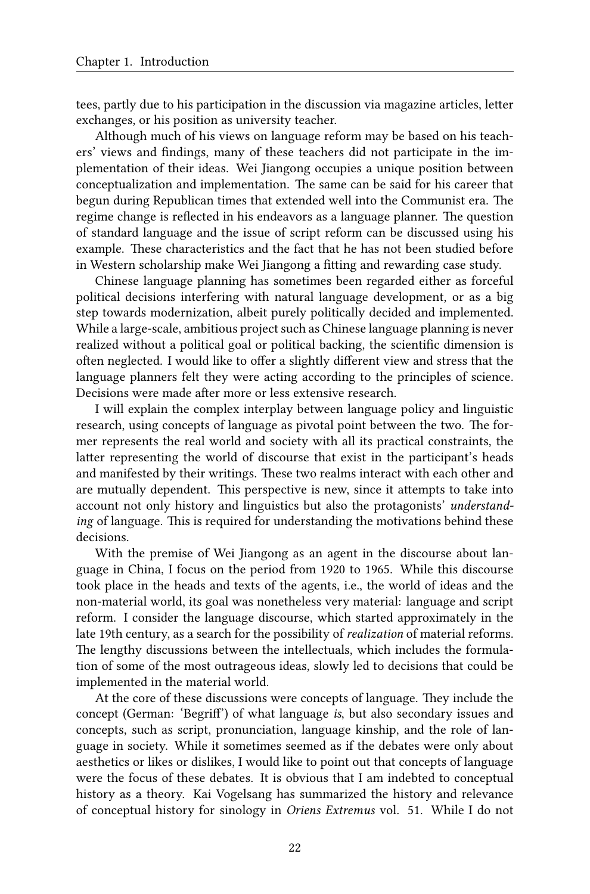tees, partly due to his participation in the discussion via magazine articles, letter exchanges, or his position as university teacher.

Although much of his views on language reform may be based on his teachers' views and findings, many of these teachers did not participate in the implementation of their ideas. Wei Jiangong occupies a unique position between conceptualization and implementation. The same can be said for his career that begun during Republican times that extended well into the Communist era. The regime change is reflected in his endeavors as a language planner. The question of standard language and the issue of script reform can be discussed using his example. These characteristics and the fact that he has not been studied before in Western scholarship make Wei Jiangong a fitting and rewarding case study.

Chinese language planning has sometimes been regarded either as forceful political decisions interfering with natural language development, or as a big step towards modernization, albeit purely politically decided and implemented. While a large-scale, ambitious project such as Chinese language planning is never realized without a political goal or political backing, the scientific dimension is often neglected. I would like to offer a slightly different view and stress that the language planners felt they were acting according to the principles of science. Decisions were made after more or less extensive research.

I will explain the complex interplay between language policy and linguistic research, using concepts of language as pivotal point between the two. The former represents the real world and society with all its practical constraints, the latter representing the world of discourse that exist in the participant's heads and manifested by their writings. These two realms interact with each other and are mutually dependent. This perspective is new, since it attempts to take into account not only history and linguistics but also the protagonists' *understanding* of language. This is required for understanding the motivations behind these decisions.

With the premise of Wei Jiangong as an agent in the discourse about language in China, I focus on the period from 1920 to 1965. While this discourse took place in the heads and texts of the agents, i.e., the world of ideas and the non-material world, its goal was nonetheless very material: language and script reform. I consider the language discourse, which started approximately in the late 19th century, as a search for the possibility of *realization* of material reforms. The lengthy discussions between the intellectuals, which includes the formulation of some of the most outrageous ideas, slowly led to decisions that could be implemented in the material world.

At the core of these discussions were concepts of language. They include the concept (German: 'Begriff') of what language *is*, but also secondary issues and concepts, such as script, pronunciation, language kinship, and the role of language in society. While it sometimes seemed as if the debates were only about aesthetics or likes or dislikes, I would like to point out that concepts of language were the focus of these debates. It is obvious that I am indebted to conceptual history as a theory. Kai Vogelsang has summarized the history and relevance of conceptual history for sinology in *Oriens Extremus* vol. 51. While I do not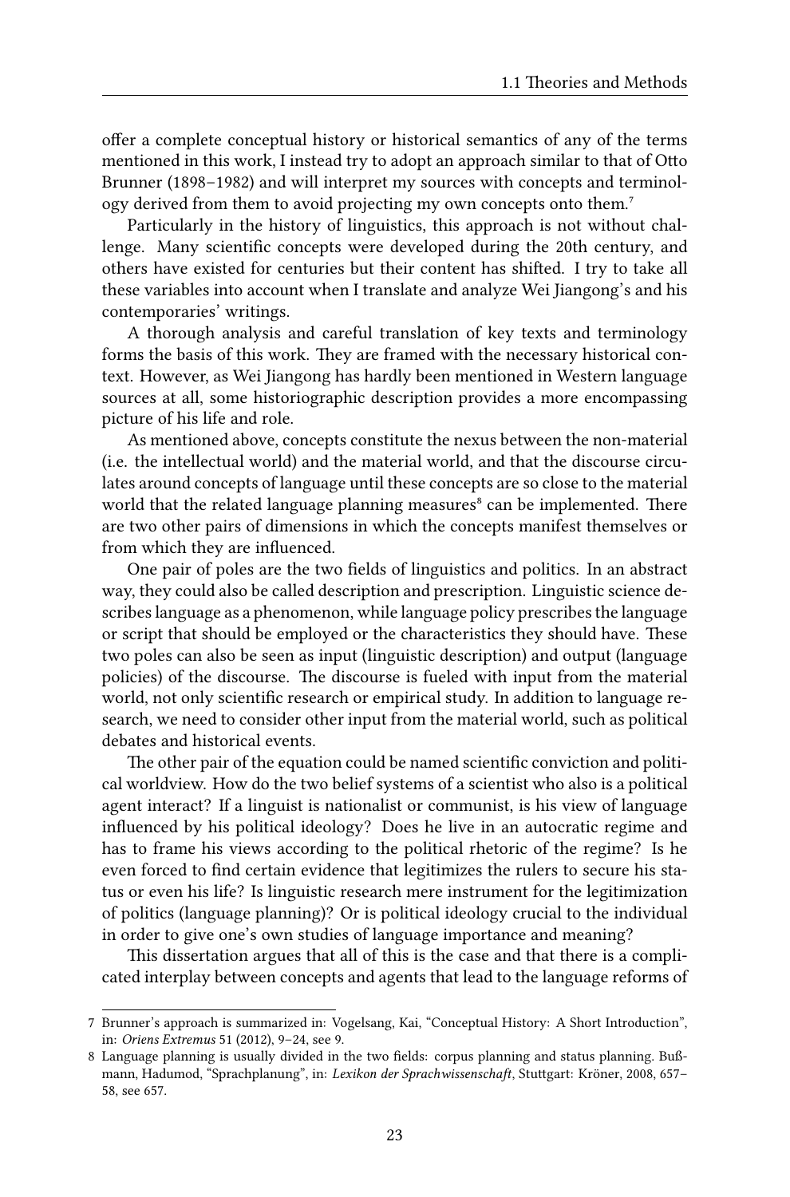offer a complete conceptual history or historical semantics of any of the terms mentioned in this work, I instead try to adopt an approach similar to that of Otto Brunner (1898–1982) and will interpret my sources with concepts and terminology derived from them to avoid projecting my own concepts onto them.[7]

Particularly in the history of linguistics, this approach is not without challenge. Many scientific concepts were developed during the 20th century, and others have existed for centuries but their content has shifted. I try to take all these variables into account when I translate and analyze Wei Jiangong's and his contemporaries' writings.

A thorough analysis and careful translation of key texts and terminology forms the basis of this work. They are framed with the necessary historical context. However, as Wei Jiangong has hardly been mentioned in Western language sources at all, some historiographic description provides a more encompassing picture of his life and role.

As mentioned above, concepts constitute the nexus between the non-material (i.e. the intellectual world) and the material world, and that the discourse circulates around concepts of language until these concepts are so close to the material world that the related language planning measures[8] can be implemented. There are two other pairs of dimensions in which the concepts manifest themselves or from which they are influenced.

One pair of poles are the two fields of linguistics and politics. In an abstract way, they could also be called description and prescription. Linguistic science describes language as a phenomenon, while language policy prescribes the language or script that should be employed or the characteristics they should have. These two poles can also be seen as input (linguistic description) and output (language policies) of the discourse. The discourse is fueled with input from the material world, not only scientific research or empirical study. In addition to language research, we need to consider other input from the material world, such as political debates and historical events.

The other pair of the equation could be named scientific conviction and political worldview. How do the two belief systems of a scientist who also is a political agent interact? If a linguist is nationalist or communist, is his view of language influenced by his political ideology? Does he live in an autocratic regime and has to frame his views according to the political rhetoric of the regime? Is he even forced to find certain evidence that legitimizes the rulers to secure his status or even his life? Is linguistic research mere instrument for the legitimization of politics (language planning)? Or is political ideology crucial to the individual in order to give one's own studies of language importance and meaning?

This dissertation argues that all of this is the case and that there is a complicated interplay between concepts and agents that lead to the language reforms of

---

7 Brunner's approach is summarized in: Vogelsang, Kai, "Conceptual History: A Short Introduction", in: *Oriens Extremus* 51 (2012), 9–24, see 9.

8 Language planning is usually divided in the two fields: corpus planning and status planning. Bußmann, Hadumod, "Sprachplanung", in: *Lexikon der Sprachwissenschaft*, Stuttgart: Kröner, 2008, 657–58, see 657.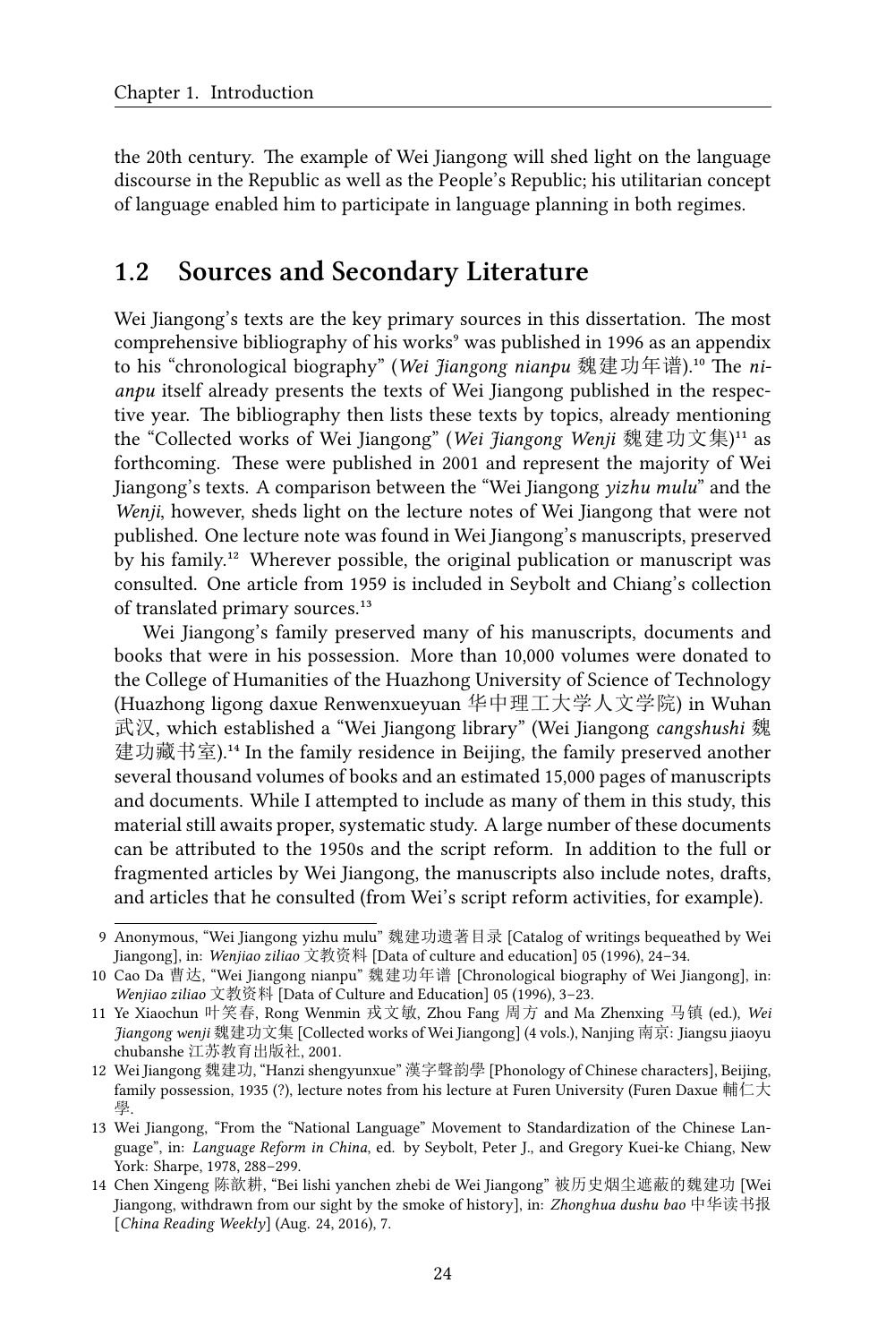the 20th century. The example of Wei Jiangong will shed light on the language discourse in the Republic as well as the People's Republic; his utilitarian concept of language enabled him to participate in language planning in both regimes.

## 1.2 Sources and Secondary Literature

Wei Jiangong's texts are the key primary sources in this dissertation. The most comprehensive bibliography of his works[9] was published in 1996 as an appendix to his "chronological biography" (*Wei Jiangong nianpu* 魏建功年谱).[10] The *nianpu* itself already presents the texts of Wei Jiangong published in the respective year. The bibliography then lists these texts by topics, already mentioning the "Collected works of Wei Jiangong" (*Wei Jiangong Wenji* 魏建功文集)[11] as forthcoming. These were published in 2001 and represent the majority of Wei Jiangong's texts. A comparison between the "Wei Jiangong *yizhu mulu*" and the *Wenji*, however, sheds light on the lecture notes of Wei Jiangong that were not published. One lecture note was found in Wei Jiangong's manuscripts, preserved by his family.[12] Wherever possible, the original publication or manuscript was consulted. One article from 1959 is included in Seybolt and Chiang's collection of translated primary sources.[13]

Wei Jiangong's family preserved many of his manuscripts, documents and books that were in his possession. More than 10,000 volumes were donated to the College of Humanities of the Huazhong University of Science of Technology (Huazhong ligong daxue Renwenxueyuan 华中理工大学人文学院) in Wuhan 武汉, which established a "Wei Jiangong library" (Wei Jiangong *cangshushi* 魏建功藏书室).[14] In the family residence in Beijing, the family preserved another several thousand volumes of books and an estimated 15,000 pages of manuscripts and documents. While I attempted to include as many of them in this study, this material still awaits proper, systematic study. A large number of these documents can be attributed to the 1950s and the script reform. In addition to the full or fragmented articles by Wei Jiangong, the manuscripts also include notes, drafts, and articles that he consulted (from Wei's script reform activities, for example).

9 Anonymous, "Wei Jiangong yizhu mulu" 魏建功遗著目录 [Catalog of writings bequeathed by Wei Jiangong], in: *Wenjiao ziliao* 文教资料 [Data of culture and education] 05 (1996), 24–34.

10 Cao Da 曹达, "Wei Jiangong nianpu" 魏建功年谱 [Chronological biography of Wei Jiangong], in: *Wenjiao ziliao* 文教资料 [Data of Culture and Education] 05 (1996), 3–23.

11 Ye Xiaochun 叶笑春, Rong Wenmin 戎文敏, Zhou Fang 周方 and Ma Zhenxing 马镇 (ed.), *Wei Jiangong wenji* 魏建功文集 [Collected works of Wei Jiangong] (4 vols.), Nanjing 南京: Jiangsu jiaoyu chubanshe 江苏教育出版社, 2001.

12 Wei Jiangong 魏建功, "Hanzi shengyunxue" 漢字聲韵學 [Phonology of Chinese characters], Beijing, family possession, 1935 (?), lecture notes from his lecture at Furen University (Furen Daxue 輔仁大學.

13 Wei Jiangong, "From the "National Language" Movement to Standardization of the Chinese Language", in: *Language Reform in China*, ed. by Seybolt, Peter J., and Gregory Kuei-ke Chiang, New York: Sharpe, 1978, 288–299.

14 Chen Xingeng 陈歆耕, "Bei lishi yanchen zhebi de Wei Jiangong" 被历史烟尘遮蔽的魏建功 [Wei Jiangong, withdrawn from our sight by the smoke of history], in: *Zhonghua dushu bao* 中华读书报 [*China Reading Weekly*] (Aug. 24, 2016), 7.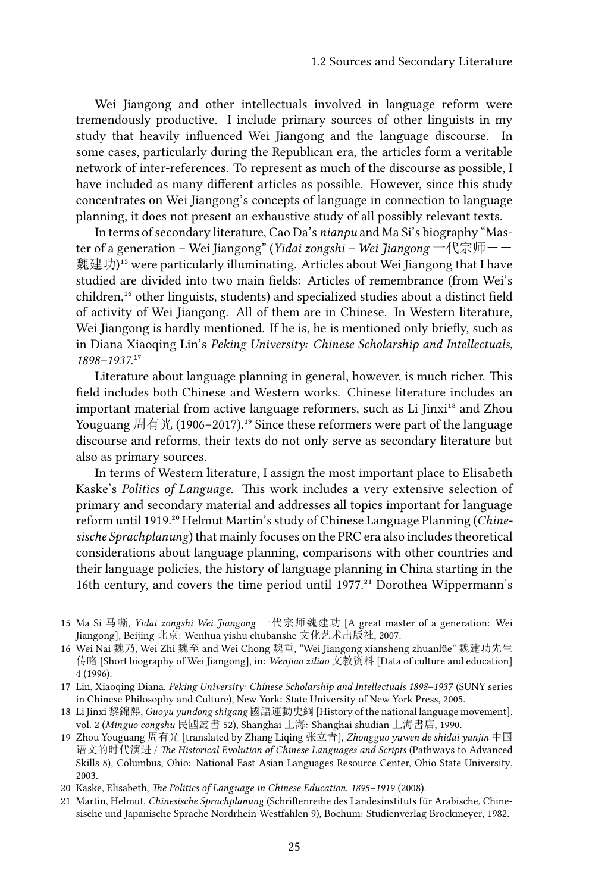Wei Jiangong and other intellectuals involved in language reform were tremendously productive. I include primary sources of other linguists in my study that heavily influenced Wei Jiangong and the language discourse. In some cases, particularly during the Republican era, the articles form a veritable network of inter-references. To represent as much of the discourse as possible, I have included as many different articles as possible. However, since this study concentrates on Wei Jiangong's concepts of language in connection to language planning, it does not present an exhaustive study of all possibly relevant texts.

In terms of secondary literature, Cao Da's *nianpu* and Ma Si's biography "Master of a generation – Wei Jiangong" (*Yidai zongshi – Wei Jiangong* 一代宗师——魏建功)[15] were particularly illuminating. Articles about Wei Jiangong that I have studied are divided into two main fields: Articles of remembrance (from Wei's children,[16] other linguists, students) and specialized studies about a distinct field of activity of Wei Jiangong. All of them are in Chinese. In Western literature, Wei Jiangong is hardly mentioned. If he is, he is mentioned only briefly, such as in Diana Xiaoqing Lin's *Peking University: Chinese Scholarship and Intellectuals, 1898–1937*.[17]

Literature about language planning in general, however, is much richer. This field includes both Chinese and Western works. Chinese literature includes an important material from active language reformers, such as Li Jinxi[18] and Zhou Youguang 周有光 (1906–2017).[19] Since these reformers were part of the language discourse and reforms, their texts do not only serve as secondary literature but also as primary sources.

In terms of Western literature, I assign the most important place to Elisabeth Kaske's *Politics of Language*. This work includes a very extensive selection of primary and secondary material and addresses all topics important for language reform until 1919.[20] Helmut Martin's study of Chinese Language Planning (*Chinesische Sprachplanung*) that mainly focuses on the PRC era also includes theoretical considerations about language planning, comparisons with other countries and their language policies, the history of language planning in China starting in the 16th century, and covers the time period until 1977.[21] Dorothea Wippermann's

---

15 Ma Si 马嘶, *Yidai zongshi Wei Jiangong* 一代宗师魏建功 [A great master of a generation: Wei Jiangong], Beijing 北京: Wenhua yishu chubanshe 文化艺术出版社, 2007.

16 Wei Nai 魏乃, Wei Zhi 魏至 and Wei Chong 魏重, "Wei Jiangong xiansheng zhuanlüe" 魏建功先生传略 [Short biography of Wei Jiangong], in: *Wenjiao ziliao* 文教资料 [Data of culture and education] 4 (1996).

17 Lin, Xiaoqing Diana, *Peking University: Chinese Scholarship and Intellectuals 1898–1937* (SUNY series in Chinese Philosophy and Culture), New York: State University of New York Press, 2005.

18 Li Jinxi 黎錦熙, *Guoyu yundong shigang* 國語運動史綱 [History of the national language movement], vol. 2 (*Minguo congshu* 民國叢書 52), Shanghai 上海: Shanghai shudian 上海書店, 1990.

19 Zhou Youguang 周有光 [translated by Zhang Liqing 张立青], *Zhongguo yuwen de shidai yanjin* 中国语文的时代演进 / *The Historical Evolution of Chinese Languages and Scripts* (Pathways to Advanced Skills 8), Columbus, Ohio: National East Asian Languages Resource Center, Ohio State University, 2003.

20 Kaske, Elisabeth, *The Politics of Language in Chinese Education, 1895–1919* (2008).

21 Martin, Helmut, *Chinesische Sprachplanung* (Schriftenreihe des Landesinstituts für Arabische, Chinesische und Japanische Sprache Nordrhein-Westfahlen 9), Bochum: Studienverlag Brockmeyer, 1982.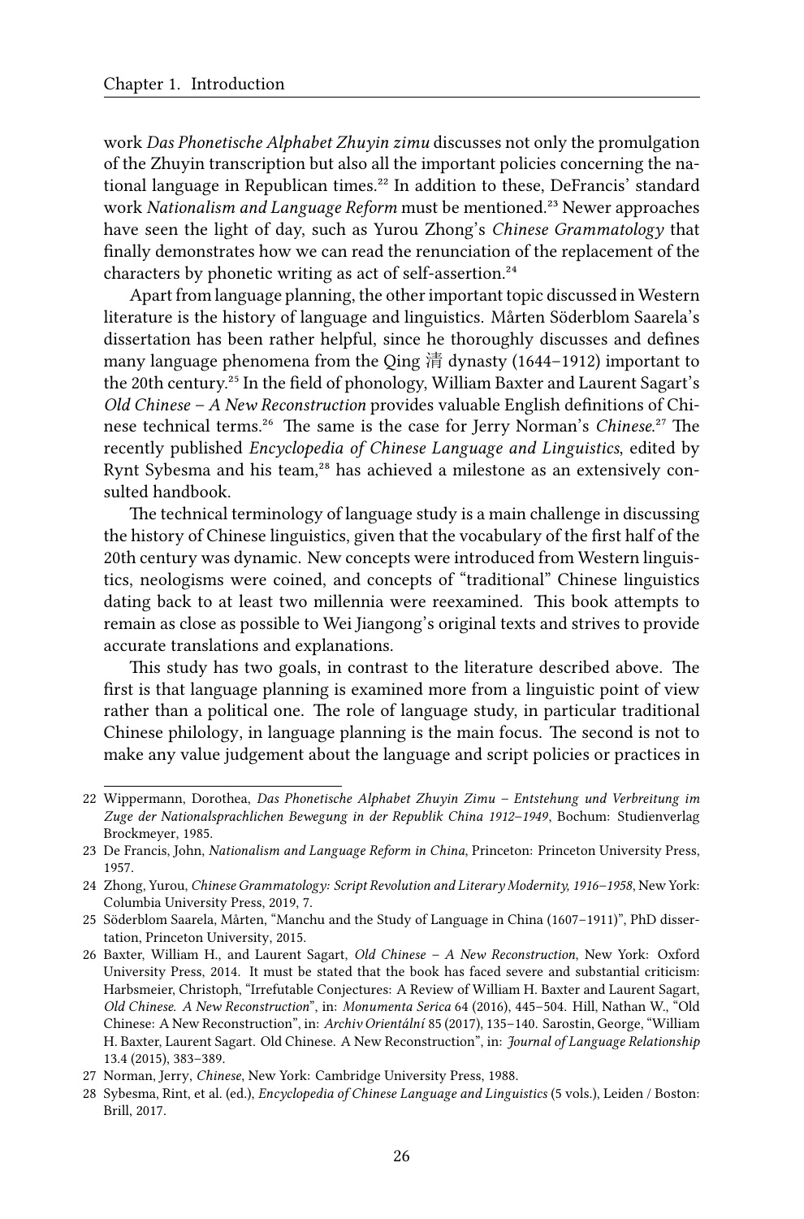work *Das Phonetische Alphabet Zhuyin zimu* discusses not only the promulgation of the Zhuyin transcription but also all the important policies concerning the national language in Republican times.[22] In addition to these, DeFrancis' standard work *Nationalism and Language Reform* must be mentioned.[23] Newer approaches have seen the light of day, such as Yurou Zhong's *Chinese Grammatology* that finally demonstrates how we can read the renunciation of the replacement of the characters by phonetic writing as act of self-assertion.[24]

Apart from language planning, the other important topic discussed in Western literature is the history of language and linguistics. Mårten Söderblom Saarela's dissertation has been rather helpful, since he thoroughly discusses and defines many language phenomena from the Qing 清 dynasty (1644–1912) important to the 20th century.[25] In the field of phonology, William Baxter and Laurent Sagart's *Old Chinese – A New Reconstruction* provides valuable English definitions of Chinese technical terms.[26] The same is the case for Jerry Norman's *Chinese*.[27] The recently published *Encyclopedia of Chinese Language and Linguistics*, edited by Rynt Sybesma and his team,[28] has achieved a milestone as an extensively consulted handbook.

The technical terminology of language study is a main challenge in discussing the history of Chinese linguistics, given that the vocabulary of the first half of the 20th century was dynamic. New concepts were introduced from Western linguistics, neologisms were coined, and concepts of "traditional" Chinese linguistics dating back to at least two millennia were reexamined. This book attempts to remain as close as possible to Wei Jiangong's original texts and strives to provide accurate translations and explanations.

This study has two goals, in contrast to the literature described above. The first is that language planning is examined more from a linguistic point of view rather than a political one. The role of language study, in particular traditional Chinese philology, in language planning is the main focus. The second is not to make any value judgement about the language and script policies or practices in

---

22 Wippermann, Dorothea, *Das Phonetische Alphabet Zhuyin Zimu – Entstehung und Verbreitung im Zuge der Nationalsprachlichen Bewegung in der Republik China 1912–1949*, Bochum: Studienverlag Brockmeyer, 1985.

23 De Francis, John, *Nationalism and Language Reform in China*, Princeton: Princeton University Press, 1957.

24 Zhong, Yurou, *Chinese Grammatology: Script Revolution and Literary Modernity, 1916–1958*, New York: Columbia University Press, 2019, 7.

25 Söderblom Saarela, Mårten, "Manchu and the Study of Language in China (1607–1911)", PhD dissertation, Princeton University, 2015.

26 Baxter, William H., and Laurent Sagart, *Old Chinese – A New Reconstruction*, New York: Oxford University Press, 2014. It must be stated that the book has faced severe and substantial criticism: Harbsmeier, Christoph, "Irrefutable Conjectures: A Review of William H. Baxter and Laurent Sagart, *Old Chinese. A New Reconstruction*", in: *Monumenta Serica* 64 (2016), 445–504. Hill, Nathan W., "Old Chinese: A New Reconstruction", in: *Archiv Orientální* 85 (2017), 135–140. Sarostin, George, "William H. Baxter, Laurent Sagart. Old Chinese. A New Reconstruction", in: *Journal of Language Relationship* 13.4 (2015), 383–389.

27 Norman, Jerry, *Chinese*, New York: Cambridge University Press, 1988.

28 Sybesma, Rint, et al. (ed.), *Encyclopedia of Chinese Language and Linguistics* (5 vols.), Leiden / Boston: Brill, 2017.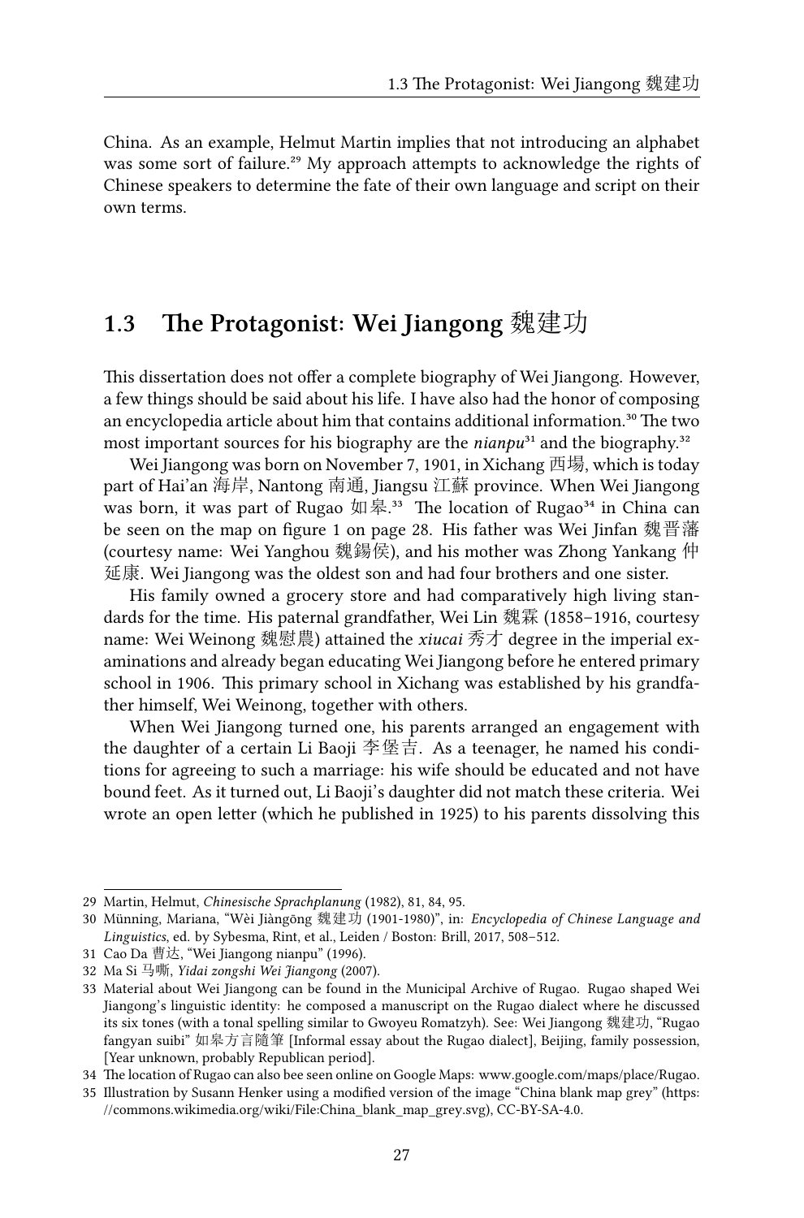China. As an example, Helmut Martin implies that not introducing an alphabet was some sort of failure.[29] My approach attempts to acknowledge the rights of Chinese speakers to determine the fate of their own language and script on their own terms.

## 1.3 The Protagonist: Wei Jiangong 魏建功

This dissertation does not offer a complete biography of Wei Jiangong. However, a few things should be said about his life. I have also had the honor of composing an encyclopedia article about him that contains additional information.[30] The two most important sources for his biography are the *nianpu*[31] and the biography.[32]

Wei Jiangong was born on November 7, 1901, in Xichang 西埸, which is today part of Hai'an 海岸, Nantong 南通, Jiangsu 江蘇 province. When Wei Jiangong was born, it was part of Rugao 如皋.[33] The location of Rugao[34] in China can be seen on the map on figure 1 on page 28. His father was Wei Jinfan 魏晋藩 (courtesy name: Wei Yanghou 魏錫侯), and his mother was Zhong Yankang 仲延康. Wei Jiangong was the oldest son and had four brothers and one sister.

His family owned a grocery store and had comparatively high living standards for the time. His paternal grandfather, Wei Lin 魏霖 (1858–1916, courtesy name: Wei Weinong 魏慰農) attained the *xiucai* 秀才 degree in the imperial examinations and already began educating Wei Jiangong before he entered primary school in 1906. This primary school in Xichang was established by his grandfather himself, Wei Weinong, together with others.

When Wei Jiangong turned one, his parents arranged an engagement with the daughter of a certain Li Baoji 李堡吉. As a teenager, he named his conditions for agreeing to such a marriage: his wife should be educated and not have bound feet. As it turned out, Li Baoji's daughter did not match these criteria. Wei wrote an open letter (which he published in 1925) to his parents dissolving this

---

29 Martin, Helmut, *Chinesische Sprachplanung* (1982), 81, 84, 95.

30 Münning, Mariana, "Wèi Jiàngōng 魏建功 (1901-1980)", in: *Encyclopedia of Chinese Language and Linguistics*, ed. by Sybesma, Rint, et al., Leiden / Boston: Brill, 2017, 508–512.

31 Cao Da 曹达, "Wei Jiangong nianpu" (1996).

32 Ma Si 马嘶, *Yidai zongshi Wei Jiangong* (2007).

33 Material about Wei Jiangong can be found in the Municipal Archive of Rugao. Rugao shaped Wei Jiangong's linguistic identity: he composed a manuscript on the Rugao dialect where he discussed its six tones (with a tonal spelling similar to Gwoyeu Romatzyh). See: Wei Jiangong 魏建功, "Rugao fangyan suibi" 如皋方言隨筆 [Informal essay about the Rugao dialect], Beijing, family possession, [Year unknown, probably Republican period].

34 The location of Rugao can also bee seen online on Google Maps: www.google.com/maps/place/Rugao.

35 Illustration by Susann Henker using a modified version of the image "China blank map grey" (https://commons.wikimedia.org/wiki/File:China_blank_map_grey.svg), CC-BY-SA-4.0.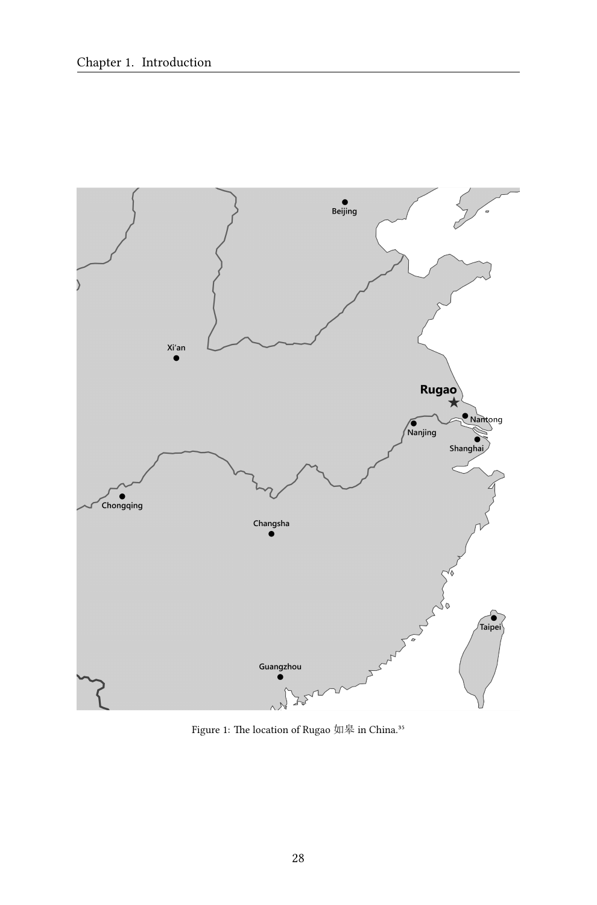Figure 1: The location of Rugao 如皋 in China.[35]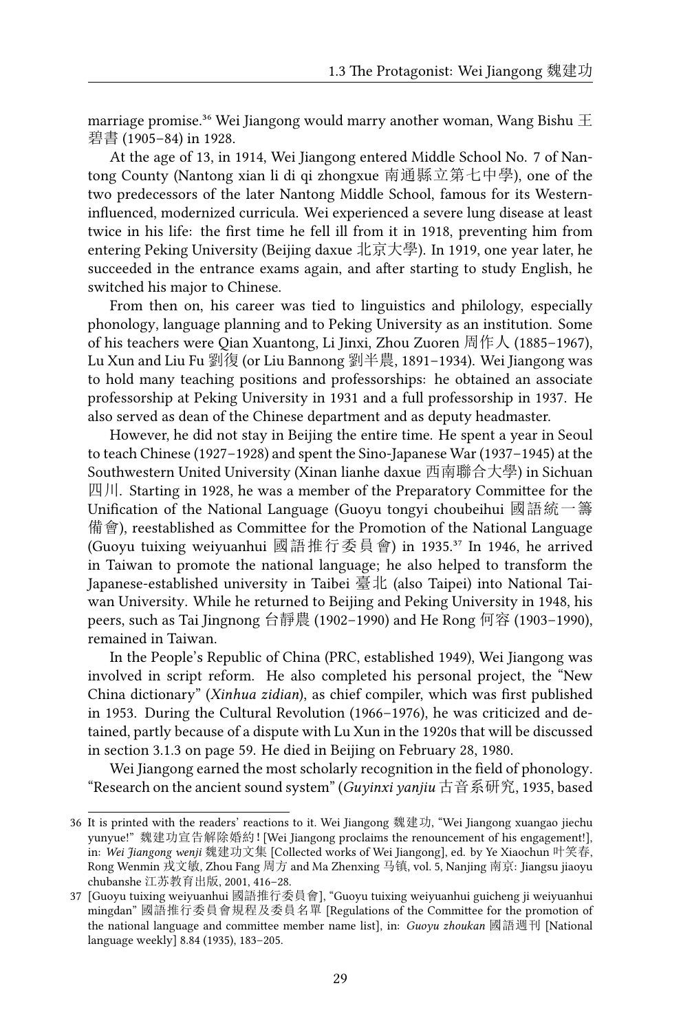marriage promise.[36] Wei Jiangong would marry another woman, Wang Bishu 王碧書 (1905–84) in 1928.

At the age of 13, in 1914, Wei Jiangong entered Middle School No. 7 of Nantong County (Nantong xian li di qi zhongxue 南通縣立第七中學), one of the two predecessors of the later Nantong Middle School, famous for its Western-influenced, modernized curricula. Wei experienced a severe lung disease at least twice in his life: the first time he fell ill from it in 1918, preventing him from entering Peking University (Beijing daxue 北京大學). In 1919, one year later, he succeeded in the entrance exams again, and after starting to study English, he switched his major to Chinese.

From then on, his career was tied to linguistics and philology, especially phonology, language planning and to Peking University as an institution. Some of his teachers were Qian Xuantong, Li Jinxi, Zhou Zuoren 周作人 (1885–1967), Lu Xun and Liu Fu 劉復 (or Liu Bannong 劉半農, 1891–1934). Wei Jiangong was to hold many teaching positions and professorships: he obtained an associate professorship at Peking University in 1931 and a full professorship in 1937. He also served as dean of the Chinese department and as deputy headmaster.

However, he did not stay in Beijing the entire time. He spent a year in Seoul to teach Chinese (1927–1928) and spent the Sino-Japanese War (1937–1945) at the Southwestern United University (Xinan lianhe daxue 西南聯合大學) in Sichuan 四川. Starting in 1928, he was a member of the Preparatory Committee for the Unification of the National Language (Guoyu tongyi choubeihui 國語統一籌備會), reestablished as Committee for the Promotion of the National Language (Guoyu tuixing weiyuanhui 國語推行委員會) in 1935.[37] In 1946, he arrived in Taiwan to promote the national language; he also helped to transform the Japanese-established university in Taibei 臺北 (also Taipei) into National Taiwan University. While he returned to Beijing and Peking University in 1948, his peers, such as Tai Jingnong 台靜農 (1902–1990) and He Rong 何容 (1903–1990), remained in Taiwan.

In the People's Republic of China (PRC, established 1949), Wei Jiangong was involved in script reform. He also completed his personal project, the "New China dictionary" (*Xinhua zidian*), as chief compiler, which was first published in 1953. During the Cultural Revolution (1966–1976), he was criticized and detained, partly because of a dispute with Lu Xun in the 1920s that will be discussed in section 3.1.3 on page 59. He died in Beijing on February 28, 1980.

Wei Jiangong earned the most scholarly recognition in the field of phonology. "Research on the ancient sound system" (*Guyinxi yanjiu* 古音系研究, 1935, based

---

36 It is printed with the readers' reactions to it. Wei Jiangong 魏建功, "Wei Jiangong xuangao jiechu yunyue!" 魏建功宣告解除婚約！[Wei Jiangong proclaims the renouncement of his engagement!], in: *Wei Jiangong wenji* 魏建功文集 [Collected works of Wei Jiangong], ed. by Ye Xiaochun 叶笑春, Rong Wenmin 戎文敏, Zhou Fang 周方 and Ma Zhenxing 马镇, vol. 5, Nanjing 南京: Jiangsu jiaoyu chubanshe 江苏教育出版, 2001, 416–28.

37 [Guoyu tuixing weiyuanhui 國語推行委員會], "Guoyu tuixing weiyuanhui guicheng ji weiyuanhui mingdan" 國語推行委員會規程及委員名單 [Regulations of the Committee for the promotion of the national language and committee member name list], in: *Guoyu zhoukan* 國語週刊 [National language weekly] 8.84 (1935), 183–205.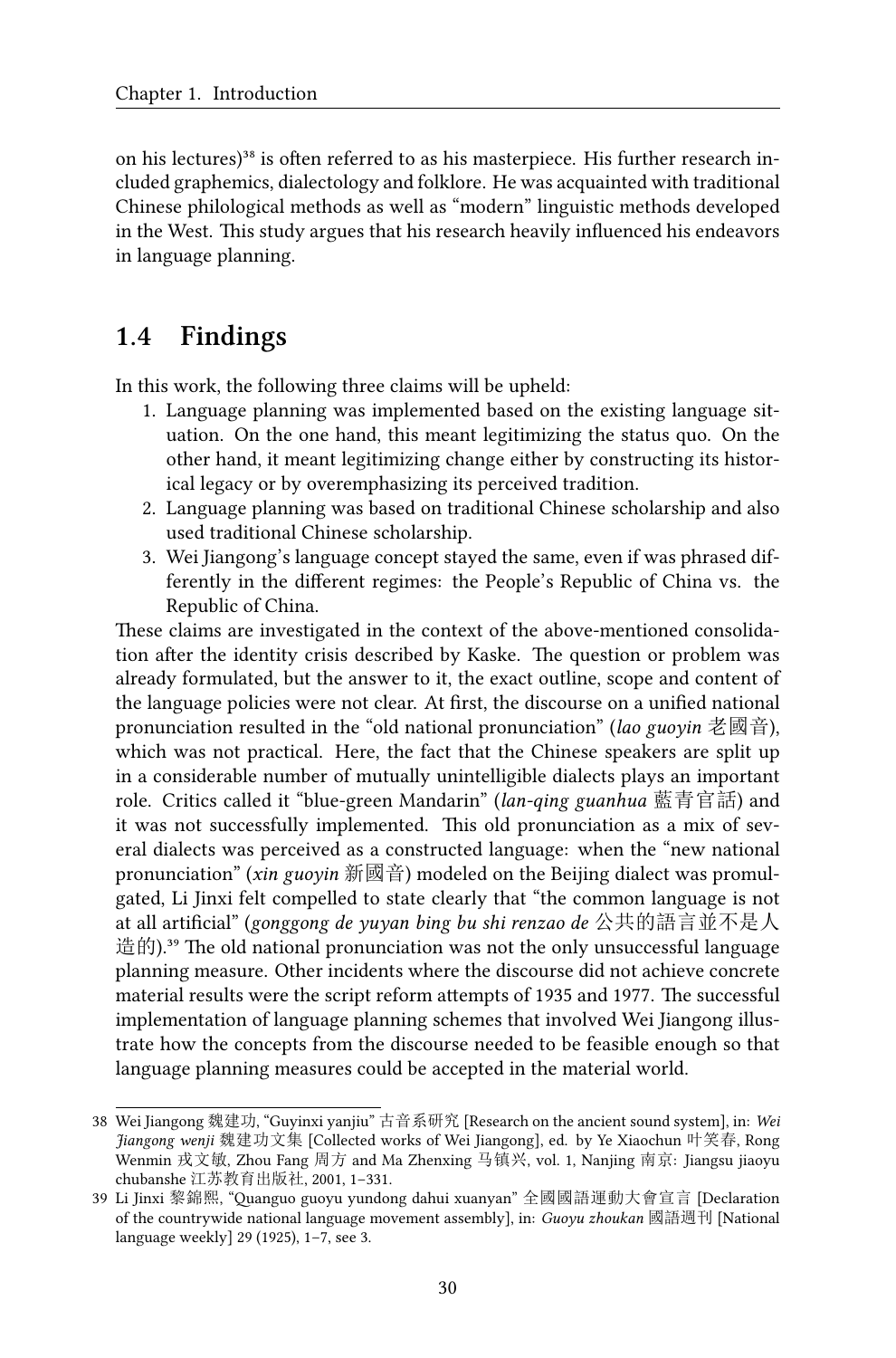on his lectures)[38] is often referred to as his masterpiece. His further research included graphemics, dialectology and folklore. He was acquainted with traditional Chinese philological methods as well as "modern" linguistic methods developed in the West. This study argues that his research heavily influenced his endeavors in language planning.

## 1.4 Findings

In this work, the following three claims will be upheld:

1. Language planning was implemented based on the existing language situation. On the one hand, this meant legitimizing the status quo. On the other hand, it meant legitimizing change either by constructing its historical legacy or by overemphasizing its perceived tradition.
2. Language planning was based on traditional Chinese scholarship and also used traditional Chinese scholarship.
3. Wei Jiangong's language concept stayed the same, even if was phrased differently in the different regimes: the People's Republic of China vs. the Republic of China.

These claims are investigated in the context of the above-mentioned consolidation after the identity crisis described by Kaske. The question or problem was already formulated, but the answer to it, the exact outline, scope and content of the language policies were not clear. At first, the discourse on a unified national pronunciation resulted in the "old national pronunciation" (*lao guoyin* 老國音), which was not practical. Here, the fact that the Chinese speakers are split up in a considerable number of mutually unintelligible dialects plays an important role. Critics called it "blue-green Mandarin" (*lan-qing guanhua* 藍青官話) and it was not successfully implemented. This old pronunciation as a mix of several dialects was perceived as a constructed language: when the "new national pronunciation" (*xin guoyin* 新國音) modeled on the Beijing dialect was promulgated, Li Jinxi felt compelled to state clearly that "the common language is not at all artificial" (*gonggong de yuyan bing bu shi renzao de* 公共的語言並不是人造的).[39] The old national pronunciation was not the only unsuccessful language planning measure. Other incidents where the discourse did not achieve concrete material results were the script reform attempts of 1935 and 1977. The successful implementation of language planning schemes that involved Wei Jiangong illustrate how the concepts from the discourse needed to be feasible enough so that language planning measures could be accepted in the material world.

---

38 Wei Jiangong 魏建功, "Guyinxi yanjiu" 古音系研究 [Research on the ancient sound system], in: *Wei Jiangong wenji* 魏建功文集 [Collected works of Wei Jiangong], ed. by Ye Xiaochun 叶笑春, Rong Wenmin 戎文敏, Zhou Fang 周方 and Ma Zhenxing 马镇兴, vol. 1, Nanjing 南京: Jiangsu jiaoyu chubanshe 江苏教育出版社, 2001, 1–331.

39 Li Jinxi 黎錦熙, "Quanguo guoyu yundong dahui xuanyan" 全國國語運動大會宣言 [Declaration of the countrywide national language movement assembly], in: *Guoyu zhoukan* 國語週刊 [National language weekly] 29 (1925), 1–7, see 3.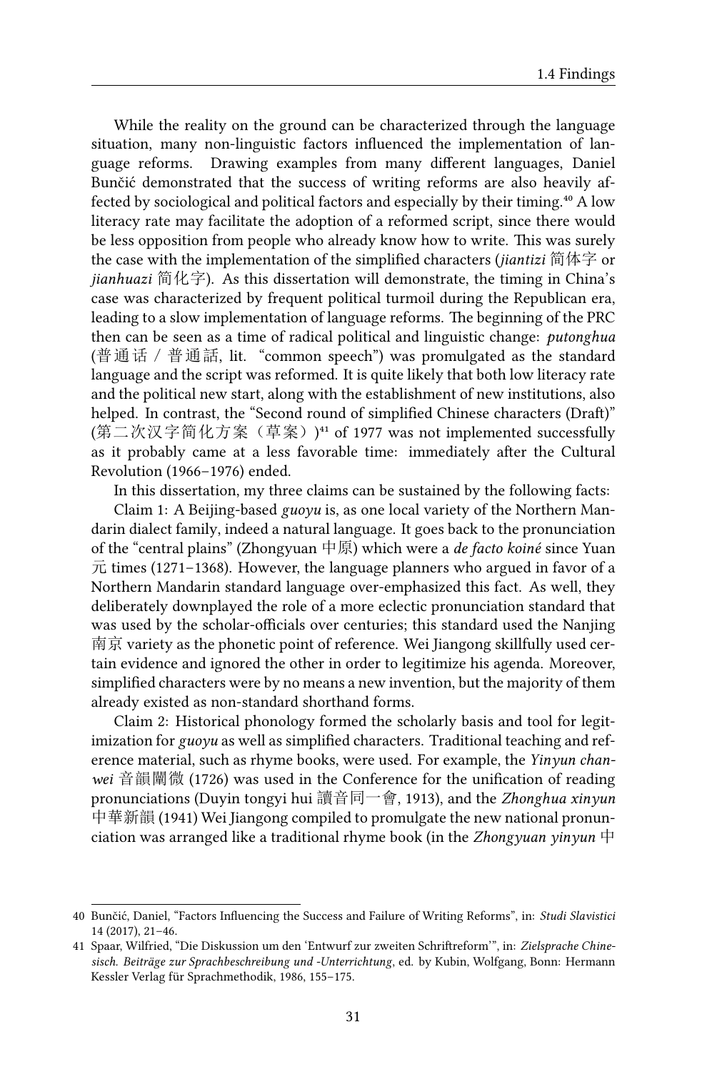While the reality on the ground can be characterized through the language situation, many non-linguistic factors influenced the implementation of language reforms. Drawing examples from many different languages, Daniel Bunčić demonstrated that the success of writing reforms are also heavily affected by sociological and political factors and especially by their timing.[40] A low literacy rate may facilitate the adoption of a reformed script, since there would be less opposition from people who already know how to write. This was surely the case with the implementation of the simplified characters (*jiantizi* 简体字 or *jianhuazi* 简化字). As this dissertation will demonstrate, the timing in China's case was characterized by frequent political turmoil during the Republican era, leading to a slow implementation of language reforms. The beginning of the PRC then can be seen as a time of radical political and linguistic change: *putonghua* (普通话 / 普通話, lit. "common speech") was promulgated as the standard language and the script was reformed. It is quite likely that both low literacy rate and the political new start, along with the establishment of new institutions, also helped. In contrast, the "Second round of simplified Chinese characters (Draft)" (第二次汉字简化方案（草案）)[41] of 1977 was not implemented successfully as it probably came at a less favorable time: immediately after the Cultural Revolution (1966–1976) ended.

In this dissertation, my three claims can be sustained by the following facts:

Claim 1: A Beijing-based *guoyu* is, as one local variety of the Northern Mandarin dialect family, indeed a natural language. It goes back to the pronunciation of the "central plains" (Zhongyuan 中原) which were a *de facto koiné* since Yuan 元 times (1271–1368). However, the language planners who argued in favor of a Northern Mandarin standard language over-emphasized this fact. As well, they deliberately downplayed the role of a more eclectic pronunciation standard that was used by the scholar-officials over centuries; this standard used the Nanjing 南京 variety as the phonetic point of reference. Wei Jiangong skillfully used certain evidence and ignored the other in order to legitimize his agenda. Moreover, simplified characters were by no means a new invention, but the majority of them already existed as non-standard shorthand forms.

Claim 2: Historical phonology formed the scholarly basis and tool for legitimization for *guoyu* as well as simplified characters. Traditional teaching and reference material, such as rhyme books, were used. For example, the *Yinyun chanwei* 音韻闡微 (1726) was used in the Conference for the unification of reading pronunciations (Duyin tongyi hui 讀音同一會, 1913), and the *Zhonghua xinyun* 中華新韻 (1941) Wei Jiangong compiled to promulgate the new national pronunciation was arranged like a traditional rhyme book (in the *Zhongyuan yinyun* 中

---

40 Bunčić, Daniel, "Factors Influencing the Success and Failure of Writing Reforms", in: *Studi Slavistici* 14 (2017), 21–46.

41 Spaar, Wilfried, "Die Diskussion um den 'Entwurf zur zweiten Schriftreform'", in: *Zielsprache Chinesisch. Beiträge zur Sprachbeschreibung und -Unterrichtung*, ed. by Kubin, Wolfgang, Bonn: Hermann Kessler Verlag für Sprachmethodik, 1986, 155–175.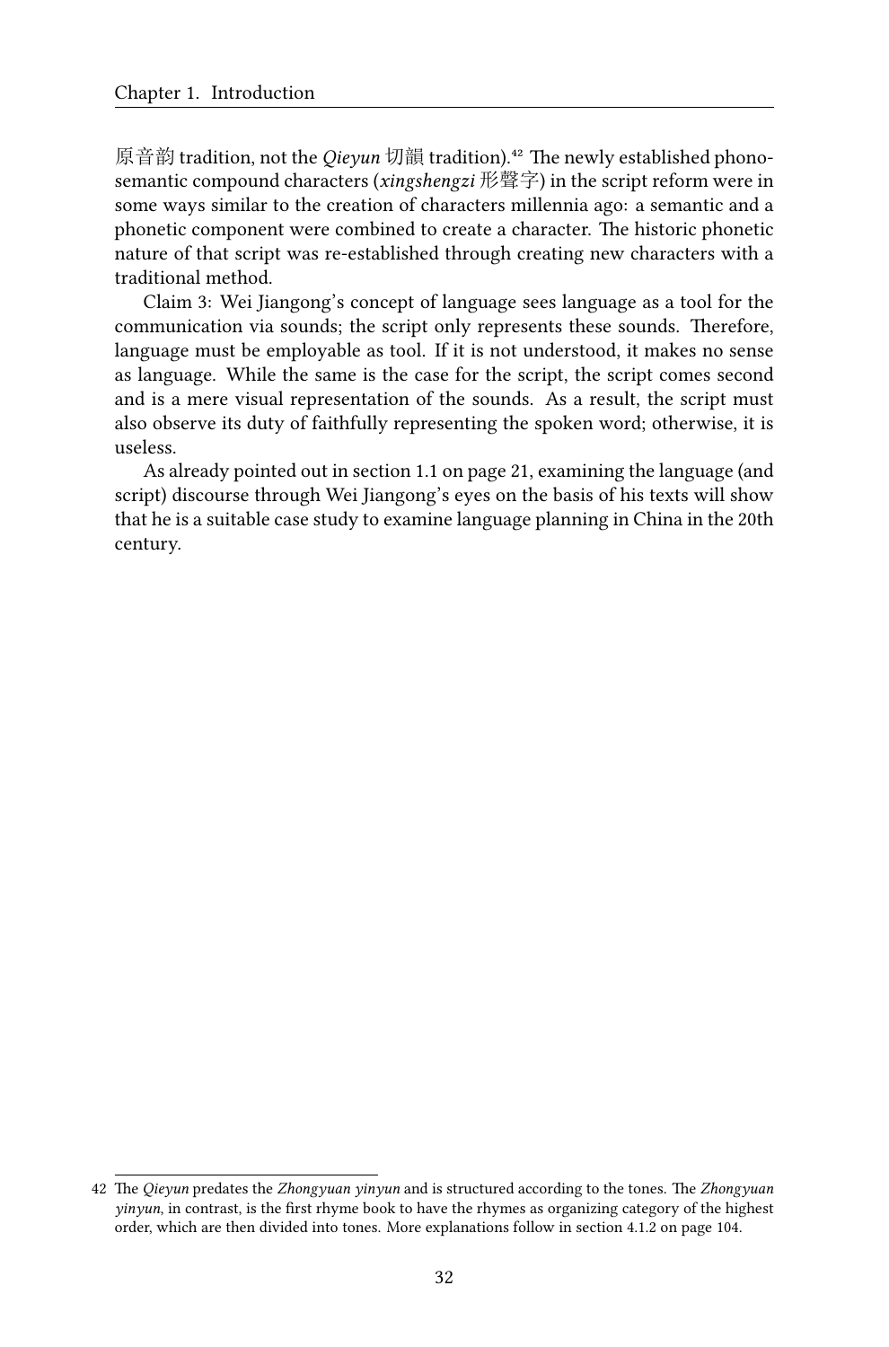原音韵 tradition, not the *Qieyun* 切韻 tradition).[42] The newly established phono-semantic compound characters (*xingshengzi* 形聲字) in the script reform were in some ways similar to the creation of characters millennia ago: a semantic and a phonetic component were combined to create a character. The historic phonetic nature of that script was re-established through creating new characters with a traditional method.

Claim 3: Wei Jiangong's concept of language sees language as a tool for the communication via sounds; the script only represents these sounds. Therefore, language must be employable as tool. If it is not understood, it makes no sense as language. While the same is the case for the script, the script comes second and is a mere visual representation of the sounds. As a result, the script must also observe its duty of faithfully representing the spoken word; otherwise, it is useless.

As already pointed out in section 1.1 on page 21, examining the language (and script) discourse through Wei Jiangong's eyes on the basis of his texts will show that he is a suitable case study to examine language planning in China in the 20th century.

---

42 The *Qieyun* predates the *Zhongyuan yinyun* and is structured according to the tones. The *Zhongyuan yinyun*, in contrast, is the first rhyme book to have the rhymes as organizing category of the highest order, which are then divided into tones. More explanations follow in section 4.1.2 on page 104.